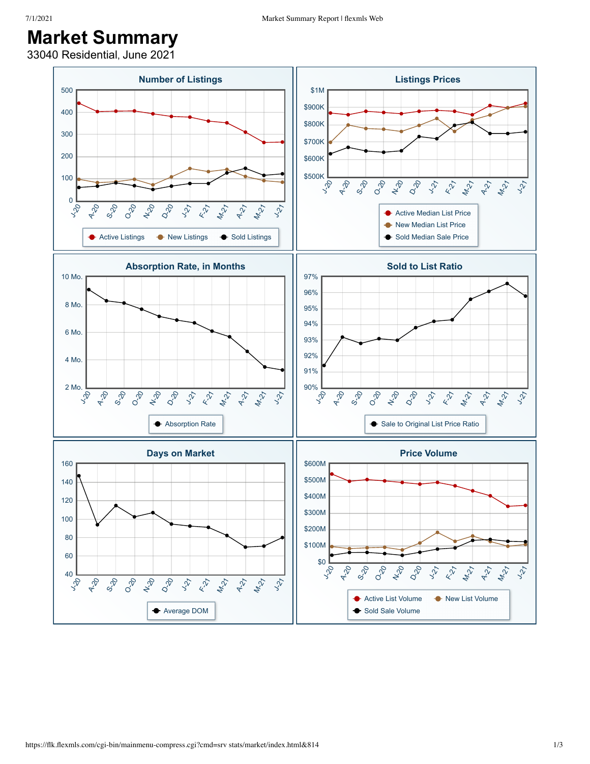# Market Summary

33040 Residential, June 2021

## Number of Listings

Y-axis: 0, 100, 200, 300, 400, 500

X-axis: J-20, A-20, S-20, O-20, N-20, D-20, J-21, F-21, M-21, A-21, M-21, J-21

Active Listings · New Listings · Sold Listings

## Listings Prices

Y-axis: $500K, $600K, $700K, $800K, $900K, $1M

X-axis: J-20, A-20, S-20, O-20, N-20, D-20, J-21, F-21, M-21, A-21, M-21, J-21

Active Median List Price · New Median List Price · Sold Median Sale Price

## Absorption Rate, in Months

Y-axis: 2 Mo., 4 Mo., 6 Mo., 8 Mo., 10 Mo.

X-axis: J-20, A-20, S-20, O-20, N-20, D-20, J-21, F-21, M-21, A-21, M-21, J-21

Absorption Rate

## Sold to List Ratio

Y-axis: 90%, 91%, 92%, 93%, 94%, 95%, 96%, 97%

X-axis: J-20, A-20, S-20, O-20, N-20, D-20, J-21, F-21, M-21, A-21, M-21, J-21

Sale to Original List Price Ratio

## Days on Market

Y-axis: 40, 60, 80, 100, 120, 140, 160

X-axis: J-20, A-20, S-20, O-20, N-20, D-20, J-21, F-21, M-21, A-21, M-21, J-21

Average DOM

## Price Volume

Y-axis: $0, $100M, $200M, $300M, $400M, $500M, $600M

X-axis: J-20, A-20, S-20, O-20, N-20, D-20, J-21, F-21, M-21, A-21, M-21, J-21

Active List Volume · New List Volume · Sold Sale Volume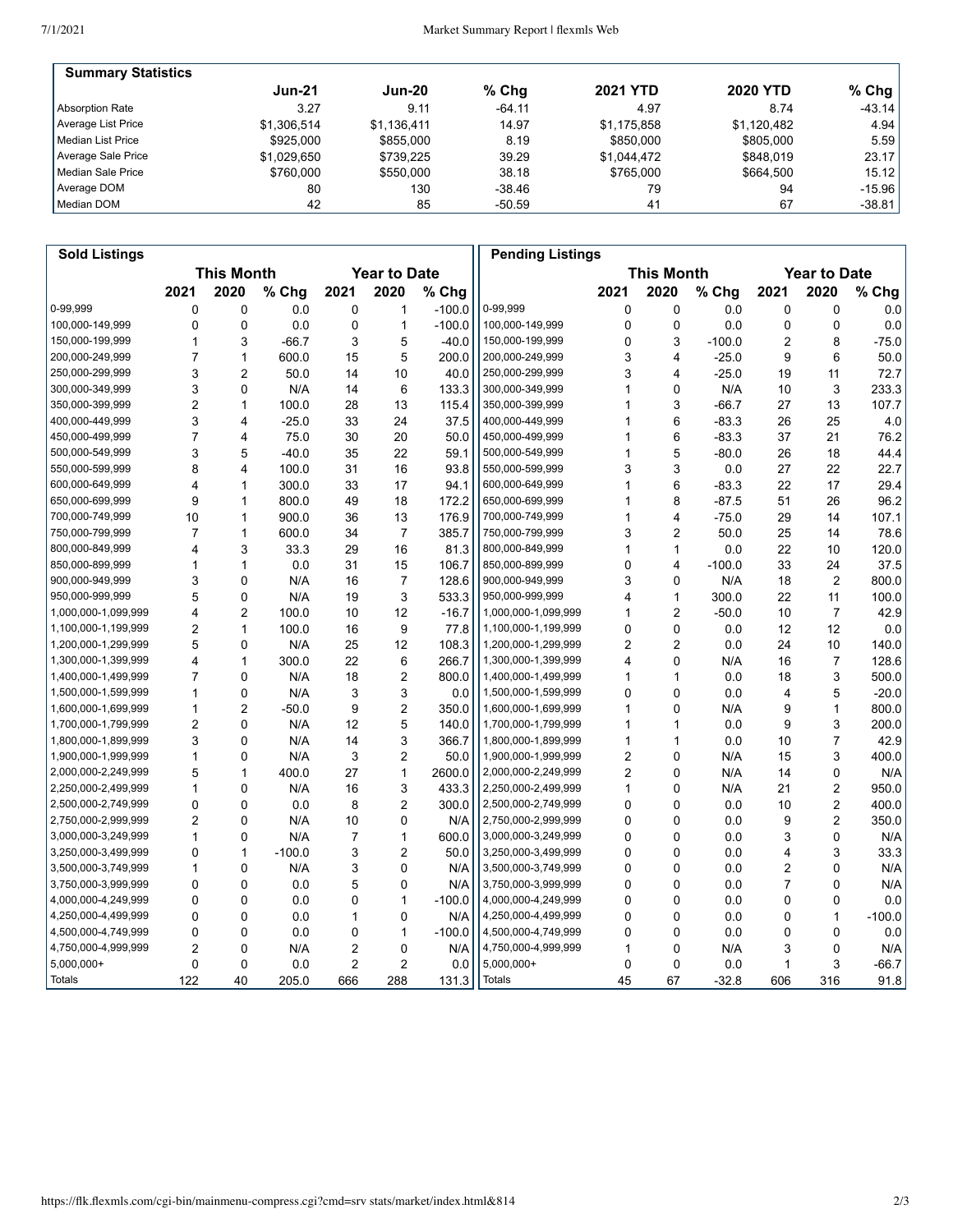## Summary Statistics

| | Jun-21 | Jun-20 | % Chg | 2021 YTD | 2020 YTD | % Chg |
|---|---|---|---|---|---|---|
| Absorption Rate | 3.27 | 9.11 | -64.11 | 4.97 | 8.74 | -43.14 |
| Average List Price | $1,306,514 | $1,136,411 | 14.97 | $1,175,858 | $1,120,482 | 4.94 |
| Median List Price | $925,000 | $855,000 | 8.19 | $850,000 | $805,000 | 5.59 |
| Average Sale Price | $1,029,650 | $739,225 | 39.29 | $1,044,472 | $848,019 | 23.17 |
| Median Sale Price | $760,000 | $550,000 | 38.18 | $765,000 | $664,500 | 15.12 |
| Average DOM | 80 | 130 | -38.46 | 79 | 94 | -15.96 |
| Median DOM | 42 | 85 | -50.59 | 41 | 67 | -38.81 |

## Sold Listings

| | This Month | | | Year to Date | | |
|---|---|---|---|---|---|---|
| | 2021 | 2020 | % Chg | 2021 | 2020 | % Chg |
| 0-99,999 | 0 | 0 | 0.0 | 0 | 1 | -100.0 |
| 100,000-149,999 | 0 | 0 | 0.0 | 0 | 1 | -100.0 |
| 150,000-199,999 | 1 | 3 | -66.7 | 3 | 5 | -40.0 |
| 200,000-249,999 | 7 | 1 | 600.0 | 15 | 5 | 200.0 |
| 250,000-299,999 | 3 | 2 | 50.0 | 14 | 10 | 40.0 |
| 300,000-349,999 | 3 | 0 | N/A | 14 | 6 | 133.3 |
| 350,000-399,999 | 2 | 1 | 100.0 | 28 | 13 | 115.4 |
| 400,000-449,999 | 3 | 4 | -25.0 | 33 | 24 | 37.5 |
| 450,000-499,999 | 7 | 4 | 75.0 | 30 | 20 | 50.0 |
| 500,000-549,999 | 3 | 5 | -40.0 | 35 | 22 | 59.1 |
| 550,000-599,999 | 8 | 4 | 100.0 | 31 | 16 | 93.8 |
| 600,000-649,999 | 4 | 1 | 300.0 | 33 | 17 | 94.1 |
| 650,000-699,999 | 9 | 1 | 800.0 | 49 | 18 | 172.2 |
| 700,000-749,999 | 10 | 1 | 900.0 | 36 | 13 | 176.9 |
| 750,000-799,999 | 7 | 1 | 600.0 | 34 | 7 | 385.7 |
| 800,000-849,999 | 4 | 3 | 33.3 | 29 | 16 | 81.3 |
| 850,000-899,999 | 1 | 1 | 0.0 | 31 | 15 | 106.7 |
| 900,000-949,999 | 3 | 0 | N/A | 16 | 7 | 128.6 |
| 950,000-999,999 | 5 | 0 | N/A | 19 | 3 | 533.3 |
| 1,000,000-1,099,999 | 4 | 2 | 100.0 | 10 | 12 | -16.7 |
| 1,100,000-1,199,999 | 2 | 1 | 100.0 | 16 | 9 | 77.8 |
| 1,200,000-1,299,999 | 5 | 0 | N/A | 25 | 12 | 108.3 |
| 1,300,000-1,399,999 | 4 | 1 | 300.0 | 22 | 6 | 266.7 |
| 1,400,000-1,499,999 | 7 | 0 | N/A | 18 | 2 | 800.0 |
| 1,500,000-1,599,999 | 1 | 0 | N/A | 3 | 3 | 0.0 |
| 1,600,000-1,699,999 | 1 | 2 | -50.0 | 9 | 2 | 350.0 |
| 1,700,000-1,799,999 | 2 | 0 | N/A | 12 | 5 | 140.0 |
| 1,800,000-1,899,999 | 3 | 0 | N/A | 14 | 3 | 366.7 |
| 1,900,000-1,999,999 | 1 | 0 | N/A | 3 | 2 | 50.0 |
| 2,000,000-2,249,999 | 5 | 1 | 400.0 | 27 | 1 | 2600.0 |
| 2,250,000-2,499,999 | 1 | 0 | N/A | 16 | 3 | 433.3 |
| 2,500,000-2,749,999 | 0 | 0 | 0.0 | 8 | 2 | 300.0 |
| 2,750,000-2,999,999 | 2 | 0 | N/A | 10 | 0 | N/A |
| 3,000,000-3,249,999 | 1 | 0 | N/A | 7 | 1 | 600.0 |
| 3,250,000-3,499,999 | 0 | 1 | -100.0 | 3 | 2 | 50.0 |
| 3,500,000-3,749,999 | 1 | 0 | N/A | 3 | 0 | N/A |
| 3,750,000-3,999,999 | 0 | 0 | 0.0 | 5 | 0 | N/A |
| 4,000,000-4,249,999 | 0 | 0 | 0.0 | 0 | 1 | -100.0 |
| 4,250,000-4,499,999 | 0 | 0 | 0.0 | 1 | 0 | N/A |
| 4,500,000-4,749,999 | 0 | 0 | 0.0 | 0 | 1 | -100.0 |
| 4,750,000-4,999,999 | 2 | 0 | N/A | 2 | 0 | N/A |
| 5,000,000+ | 0 | 0 | 0.0 | 2 | 2 | 0.0 |
| Totals | 122 | 40 | 205.0 | 666 | 288 | 131.3 |

## Pending Listings

| | This Month | | | Year to Date | | |
|---|---|---|---|---|---|---|
| | 2021 | 2020 | % Chg | 2021 | 2020 | % Chg |
| 0-99,999 | 0 | 0 | 0.0 | 0 | 0 | 0.0 |
| 100,000-149,999 | 0 | 0 | 0.0 | 0 | 0 | 0.0 |
| 150,000-199,999 | 0 | 3 | -100.0 | 2 | 8 | -75.0 |
| 200,000-249,999 | 3 | 4 | -25.0 | 9 | 6 | 50.0 |
| 250,000-299,999 | 3 | 4 | -25.0 | 19 | 11 | 72.7 |
| 300,000-349,999 | 1 | 0 | N/A | 10 | 3 | 233.3 |
| 350,000-399,999 | 1 | 3 | -66.7 | 27 | 13 | 107.7 |
| 400,000-449,999 | 1 | 6 | -83.3 | 26 | 25 | 4.0 |
| 450,000-499,999 | 1 | 6 | -83.3 | 37 | 21 | 76.2 |
| 500,000-549,999 | 1 | 5 | -80.0 | 26 | 18 | 44.4 |
| 550,000-599,999 | 3 | 3 | 0.0 | 27 | 22 | 22.7 |
| 600,000-649,999 | 1 | 6 | -83.3 | 22 | 17 | 29.4 |
| 650,000-699,999 | 1 | 8 | -87.5 | 51 | 26 | 96.2 |
| 700,000-749,999 | 1 | 4 | -75.0 | 29 | 14 | 107.1 |
| 750,000-799,999 | 3 | 2 | 50.0 | 25 | 14 | 78.6 |
| 800,000-849,999 | 1 | 1 | 0.0 | 22 | 10 | 120.0 |
| 850,000-899,999 | 0 | 4 | -100.0 | 33 | 24 | 37.5 |
| 900,000-949,999 | 3 | 0 | N/A | 18 | 2 | 800.0 |
| 950,000-999,999 | 4 | 1 | 300.0 | 22 | 11 | 100.0 |
| 1,000,000-1,099,999 | 1 | 2 | -50.0 | 10 | 7 | 42.9 |
| 1,100,000-1,199,999 | 0 | 0 | 0.0 | 12 | 12 | 0.0 |
| 1,200,000-1,299,999 | 2 | 2 | 0.0 | 24 | 10 | 140.0 |
| 1,300,000-1,399,999 | 4 | 0 | N/A | 16 | 7 | 128.6 |
| 1,400,000-1,499,999 | 1 | 1 | 0.0 | 18 | 3 | 500.0 |
| 1,500,000-1,599,999 | 0 | 0 | 0.0 | 4 | 5 | -20.0 |
| 1,600,000-1,699,999 | 1 | 0 | N/A | 9 | 1 | 800.0 |
| 1,700,000-1,799,999 | 1 | 1 | 0.0 | 9 | 3 | 200.0 |
| 1,800,000-1,899,999 | 1 | 1 | 0.0 | 10 | 7 | 42.9 |
| 1,900,000-1,999,999 | 2 | 0 | N/A | 15 | 3 | 400.0 |
| 2,000,000-2,249,999 | 2 | 0 | N/A | 14 | 0 | N/A |
| 2,250,000-2,499,999 | 1 | 0 | N/A | 21 | 2 | 950.0 |
| 2,500,000-2,749,999 | 0 | 0 | 0.0 | 10 | 2 | 400.0 |
| 2,750,000-2,999,999 | 0 | 0 | 0.0 | 9 | 2 | 350.0 |
| 3,000,000-3,249,999 | 0 | 0 | 0.0 | 3 | 0 | N/A |
| 3,250,000-3,499,999 | 0 | 0 | 0.0 | 4 | 3 | 33.3 |
| 3,500,000-3,749,999 | 0 | 0 | 0.0 | 2 | 0 | N/A |
| 3,750,000-3,999,999 | 0 | 0 | 0.0 | 7 | 0 | N/A |
| 4,000,000-4,249,999 | 0 | 0 | 0.0 | 0 | 0 | 0.0 |
| 4,250,000-4,499,999 | 0 | 0 | 0.0 | 0 | 1 | -100.0 |
| 4,500,000-4,749,999 | 0 | 0 | 0.0 | 0 | 0 | 0.0 |
| 4,750,000-4,999,999 | 1 | 0 | N/A | 3 | 0 | N/A |
| 5,000,000+ | 0 | 0 | 0.0 | 1 | 3 | -66.7 |
| Totals | 45 | 67 | -32.8 | 606 | 316 | 91.8 |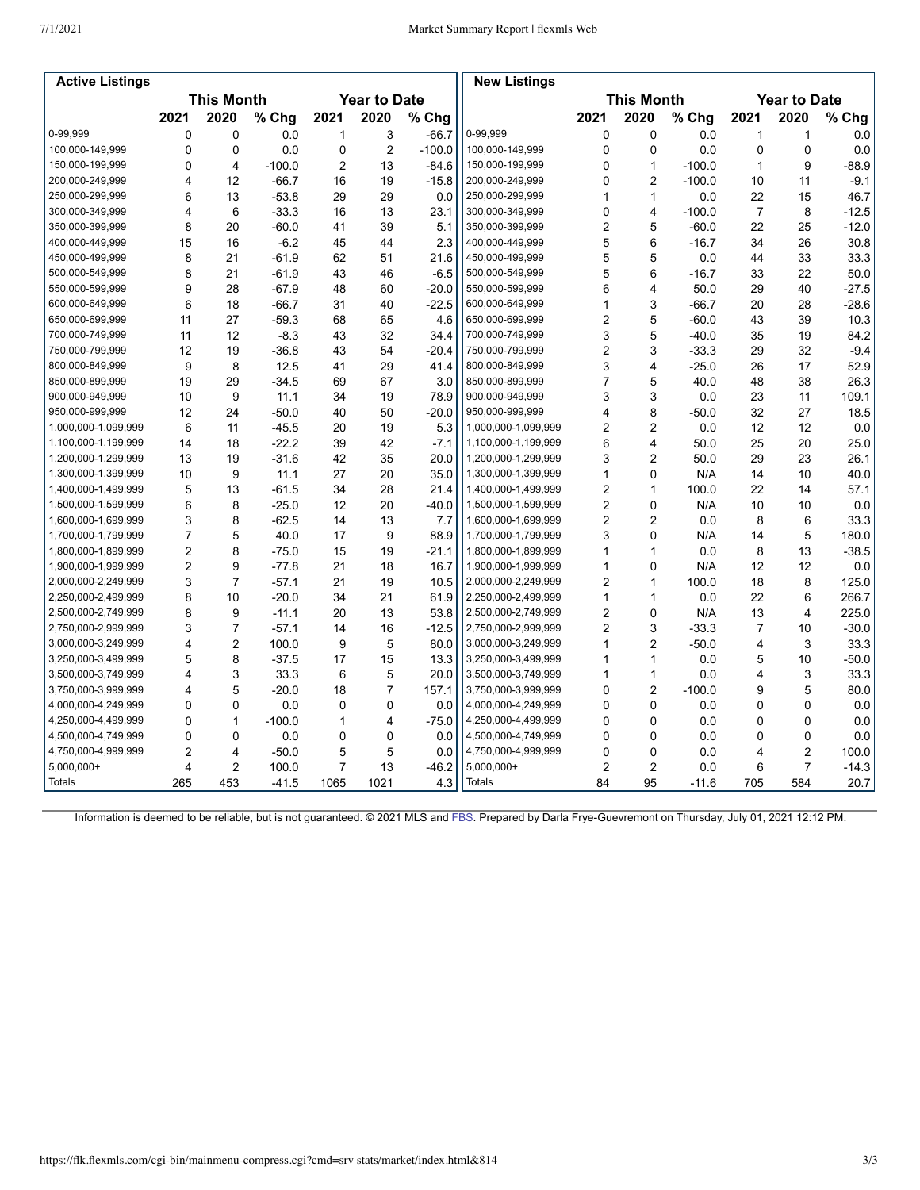## Active Listings

| | This Month | | | Year to Date | | |
|---|---|---|---|---|---|---|
| | 2021 | 2020 | % Chg | 2021 | 2020 | % Chg |
| 0-99,999 | 0 | 0 | 0.0 | 1 | 3 | -66.7 |
| 100,000-149,999 | 0 | 0 | 0.0 | 0 | 2 | -100.0 |
| 150,000-199,999 | 0 | 4 | -100.0 | 2 | 13 | -84.6 |
| 200,000-249,999 | 4 | 12 | -66.7 | 16 | 19 | -15.8 |
| 250,000-299,999 | 6 | 13 | -53.8 | 29 | 29 | 0.0 |
| 300,000-349,999 | 4 | 6 | -33.3 | 16 | 13 | 23.1 |
| 350,000-399,999 | 8 | 20 | -60.0 | 41 | 39 | 5.1 |
| 400,000-449,999 | 15 | 16 | -6.2 | 45 | 44 | 2.3 |
| 450,000-499,999 | 8 | 21 | -61.9 | 62 | 51 | 21.6 |
| 500,000-549,999 | 8 | 21 | -61.9 | 43 | 46 | -6.5 |
| 550,000-599,999 | 9 | 28 | -67.9 | 48 | 60 | -20.0 |
| 600,000-649,999 | 6 | 18 | -66.7 | 31 | 40 | -22.5 |
| 650,000-699,999 | 11 | 27 | -59.3 | 68 | 65 | 4.6 |
| 700,000-749,999 | 11 | 12 | -8.3 | 43 | 32 | 34.4 |
| 750,000-799,999 | 12 | 19 | -36.8 | 43 | 54 | -20.4 |
| 800,000-849,999 | 9 | 8 | 12.5 | 41 | 29 | 41.4 |
| 850,000-899,999 | 19 | 29 | -34.5 | 69 | 67 | 3.0 |
| 900,000-949,999 | 10 | 9 | 11.1 | 34 | 19 | 78.9 |
| 950,000-999,999 | 12 | 24 | -50.0 | 40 | 50 | -20.0 |
| 1,000,000-1,099,999 | 6 | 11 | -45.5 | 20 | 19 | 5.3 |
| 1,100,000-1,199,999 | 14 | 18 | -22.2 | 39 | 42 | -7.1 |
| 1,200,000-1,299,999 | 13 | 19 | -31.6 | 42 | 35 | 20.0 |
| 1,300,000-1,399,999 | 10 | 9 | 11.1 | 27 | 20 | 35.0 |
| 1,400,000-1,499,999 | 5 | 13 | -61.5 | 34 | 28 | 21.4 |
| 1,500,000-1,599,999 | 6 | 8 | -25.0 | 12 | 20 | -40.0 |
| 1,600,000-1,699,999 | 3 | 8 | -62.5 | 14 | 13 | 7.7 |
| 1,700,000-1,799,999 | 7 | 5 | 40.0 | 17 | 9 | 88.9 |
| 1,800,000-1,899,999 | 2 | 8 | -75.0 | 15 | 19 | -21.1 |
| 1,900,000-1,999,999 | 2 | 9 | -77.8 | 21 | 18 | 16.7 |
| 2,000,000-2,249,999 | 3 | 7 | -57.1 | 21 | 19 | 10.5 |
| 2,250,000-2,499,999 | 8 | 10 | -20.0 | 34 | 21 | 61.9 |
| 2,500,000-2,749,999 | 8 | 9 | -11.1 | 20 | 13 | 53.8 |
| 2,750,000-2,999,999 | 3 | 7 | -57.1 | 14 | 16 | -12.5 |
| 3,000,000-3,249,999 | 4 | 2 | 100.0 | 9 | 5 | 80.0 |
| 3,250,000-3,499,999 | 5 | 8 | -37.5 | 17 | 15 | 13.3 |
| 3,500,000-3,749,999 | 4 | 3 | 33.3 | 6 | 5 | 20.0 |
| 3,750,000-3,999,999 | 4 | 5 | -20.0 | 18 | 7 | 157.1 |
| 4,000,000-4,249,999 | 0 | 0 | 0.0 | 0 | 0 | 0.0 |
| 4,250,000-4,499,999 | 0 | 1 | -100.0 | 1 | 4 | -75.0 |
| 4,500,000-4,749,999 | 0 | 0 | 0.0 | 0 | 0 | 0.0 |
| 4,750,000-4,999,999 | 2 | 4 | -50.0 | 5 | 5 | 0.0 |
| 5,000,000+ | 4 | 2 | 100.0 | 7 | 13 | -46.2 |
| Totals | 265 | 453 | -41.5 | 1065 | 1021 | 4.3 |

## New Listings

| | This Month | | | Year to Date | | |
|---|---|---|---|---|---|---|
| | 2021 | 2020 | % Chg | 2021 | 2020 | % Chg |
| 0-99,999 | 0 | 0 | 0.0 | 1 | 1 | 0.0 |
| 100,000-149,999 | 0 | 0 | 0.0 | 0 | 0 | 0.0 |
| 150,000-199,999 | 0 | 1 | -100.0 | 1 | 9 | -88.9 |
| 200,000-249,999 | 0 | 2 | -100.0 | 10 | 11 | -9.1 |
| 250,000-299,999 | 1 | 1 | 0.0 | 22 | 15 | 46.7 |
| 300,000-349,999 | 0 | 4 | -100.0 | 7 | 8 | -12.5 |
| 350,000-399,999 | 2 | 5 | -60.0 | 22 | 25 | -12.0 |
| 400,000-449,999 | 5 | 6 | -16.7 | 34 | 26 | 30.8 |
| 450,000-499,999 | 5 | 5 | 0.0 | 44 | 33 | 33.3 |
| 500,000-549,999 | 5 | 6 | -16.7 | 33 | 22 | 50.0 |
| 550,000-599,999 | 6 | 4 | 50.0 | 29 | 40 | -27.5 |
| 600,000-649,999 | 1 | 3 | -66.7 | 20 | 28 | -28.6 |
| 650,000-699,999 | 2 | 5 | -60.0 | 43 | 39 | 10.3 |
| 700,000-749,999 | 3 | 5 | -40.0 | 35 | 19 | 84.2 |
| 750,000-799,999 | 2 | 3 | -33.3 | 29 | 32 | -9.4 |
| 800,000-849,999 | 3 | 4 | -25.0 | 26 | 17 | 52.9 |
| 850,000-899,999 | 7 | 5 | 40.0 | 48 | 38 | 26.3 |
| 900,000-949,999 | 3 | 3 | 0.0 | 23 | 11 | 109.1 |
| 950,000-999,999 | 4 | 8 | -50.0 | 32 | 27 | 18.5 |
| 1,000,000-1,099,999 | 2 | 2 | 0.0 | 12 | 12 | 0.0 |
| 1,100,000-1,199,999 | 6 | 4 | 50.0 | 25 | 20 | 25.0 |
| 1,200,000-1,299,999 | 3 | 2 | 50.0 | 29 | 23 | 26.1 |
| 1,300,000-1,399,999 | 1 | 0 | N/A | 14 | 10 | 40.0 |
| 1,400,000-1,499,999 | 2 | 1 | 100.0 | 22 | 14 | 57.1 |
| 1,500,000-1,599,999 | 2 | 0 | N/A | 10 | 10 | 0.0 |
| 1,600,000-1,699,999 | 2 | 2 | 0.0 | 8 | 6 | 33.3 |
| 1,700,000-1,799,999 | 3 | 0 | N/A | 14 | 5 | 180.0 |
| 1,800,000-1,899,999 | 1 | 1 | 0.0 | 8 | 13 | -38.5 |
| 1,900,000-1,999,999 | 1 | 0 | N/A | 12 | 12 | 0.0 |
| 2,000,000-2,249,999 | 2 | 1 | 100.0 | 18 | 8 | 125.0 |
| 2,250,000-2,499,999 | 1 | 1 | 0.0 | 22 | 6 | 266.7 |
| 2,500,000-2,749,999 | 2 | 0 | N/A | 13 | 4 | 225.0 |
| 2,750,000-2,999,999 | 2 | 3 | -33.3 | 7 | 10 | -30.0 |
| 3,000,000-3,249,999 | 1 | 2 | -50.0 | 4 | 3 | 33.3 |
| 3,250,000-3,499,999 | 1 | 1 | 0.0 | 5 | 10 | -50.0 |
| 3,500,000-3,749,999 | 1 | 1 | 0.0 | 4 | 3 | 33.3 |
| 3,750,000-3,999,999 | 0 | 2 | -100.0 | 9 | 5 | 80.0 |
| 4,000,000-4,249,999 | 0 | 0 | 0.0 | 0 | 0 | 0.0 |
| 4,250,000-4,499,999 | 0 | 0 | 0.0 | 0 | 0 | 0.0 |
| 4,500,000-4,749,999 | 0 | 0 | 0.0 | 0 | 0 | 0.0 |
| 4,750,000-4,999,999 | 0 | 0 | 0.0 | 4 | 2 | 100.0 |
| 5,000,000+ | 2 | 2 | 0.0 | 6 | 7 | -14.3 |
| Totals | 84 | 95 | -11.6 | 705 | 584 | 20.7 |

Information is deemed to be reliable, but is not guaranteed. © 2021 MLS and FBS. Prepared by Darla Frye-Guevremont on Thursday, July 01, 2021 12:12 PM.